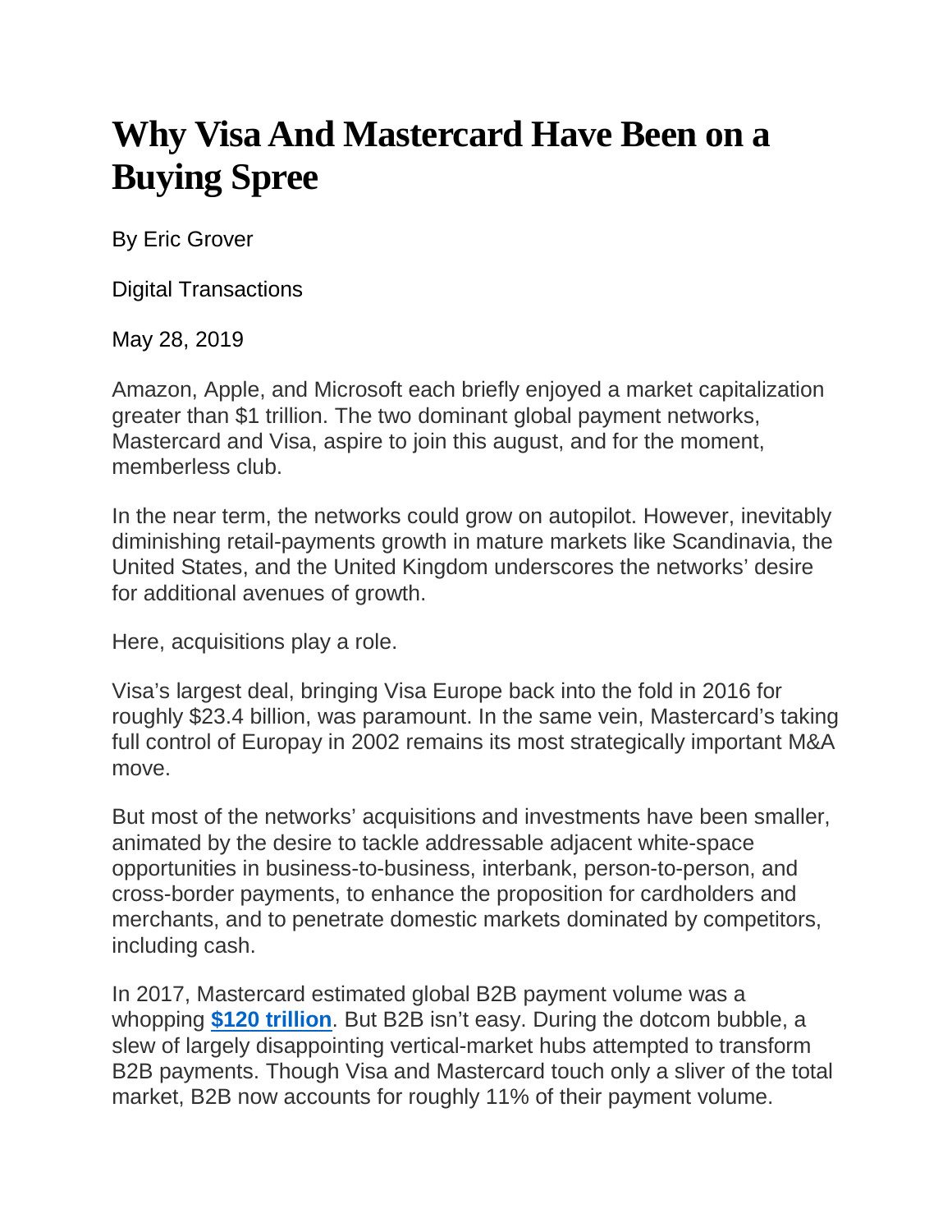# Why Visa And Mastercard Have Been on a Buying Spree

By Eric Grover

Digital Transactions

May 28, 2019

Amazon, Apple, and Microsoft each briefly enjoyed a market capitalization greater than $1 trillion. The two dominant global payment networks, Mastercard and Visa, aspire to join this august, and for the moment, memberless club.

In the near term, the networks could grow on autopilot. However, inevitably diminishing retail-payments growth in mature markets like Scandinavia, the United States, and the United Kingdom underscores the networks' desire for additional avenues of growth.

Here, acquisitions play a role.

Visa's largest deal, bringing Visa Europe back into the fold in 2016 for roughly $23.4 billion, was paramount. In the same vein, Mastercard's taking full control of Europay in 2002 remains its most strategically important M&A move.

But most of the networks' acquisitions and investments have been smaller, animated by the desire to tackle addressable adjacent white-space opportunities in business-to-business, interbank, person-to-person, and cross-border payments, to enhance the proposition for cardholders and merchants, and to penetrate domestic markets dominated by competitors, including cash.

In 2017, Mastercard estimated global B2B payment volume was a whopping **$120 trillion**. But B2B isn't easy. During the dotcom bubble, a slew of largely disappointing vertical-market hubs attempted to transform B2B payments. Though Visa and Mastercard touch only a sliver of the total market, B2B now accounts for roughly 11% of their payment volume.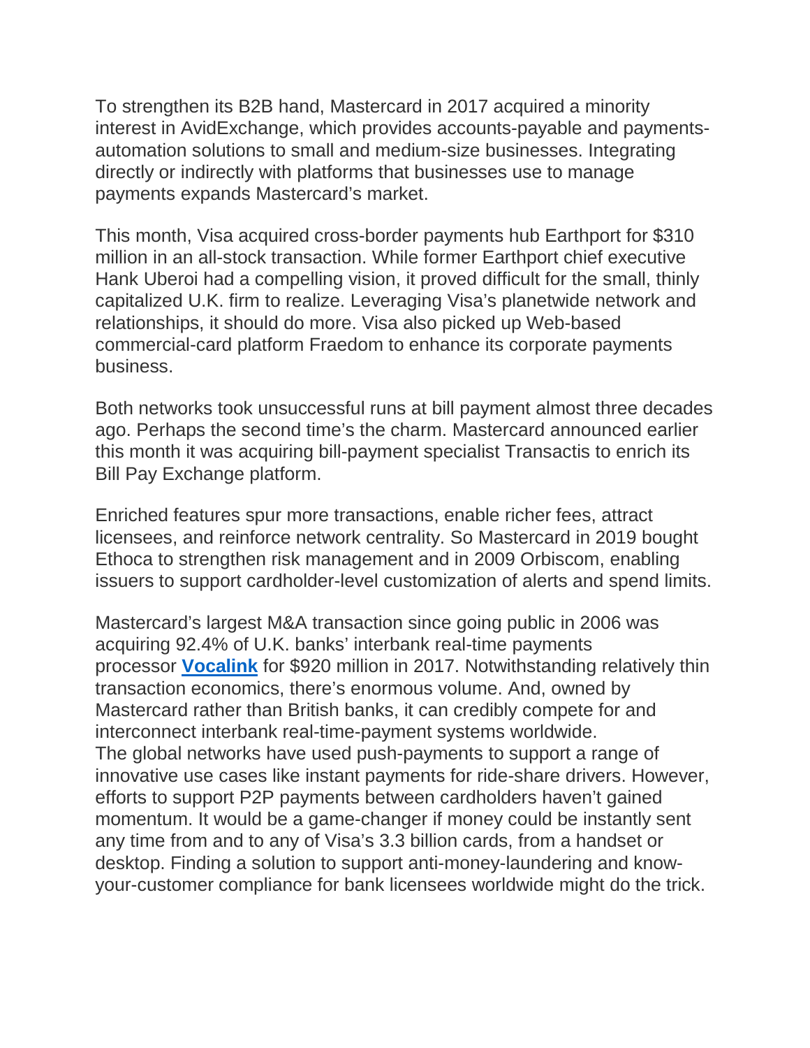To strengthen its B2B hand, Mastercard in 2017 acquired a minority interest in AvidExchange, which provides accounts-payable and payments-automation solutions to small and medium-size businesses. Integrating directly or indirectly with platforms that businesses use to manage payments expands Mastercard's market.

This month, Visa acquired cross-border payments hub Earthport for $310 million in an all-stock transaction. While former Earthport chief executive Hank Uberoi had a compelling vision, it proved difficult for the small, thinly capitalized U.K. firm to realize. Leveraging Visa's planetwide network and relationships, it should do more. Visa also picked up Web-based commercial-card platform Fraedom to enhance its corporate payments business.

Both networks took unsuccessful runs at bill payment almost three decades ago. Perhaps the second time's the charm. Mastercard announced earlier this month it was acquiring bill-payment specialist Transactis to enrich its Bill Pay Exchange platform.

Enriched features spur more transactions, enable richer fees, attract licensees, and reinforce network centrality. So Mastercard in 2019 bought Ethoca to strengthen risk management and in 2009 Orbiscom, enabling issuers to support cardholder-level customization of alerts and spend limits.

Mastercard's largest M&A transaction since going public in 2006 was acquiring 92.4% of U.K. banks' interbank real-time payments processor **Vocalink** for $920 million in 2017. Notwithstanding relatively thin transaction economics, there's enormous volume. And, owned by Mastercard rather than British banks, it can credibly compete for and interconnect interbank real-time-payment systems worldwide.
The global networks have used push-payments to support a range of innovative use cases like instant payments for ride-share drivers. However, efforts to support P2P payments between cardholders haven't gained momentum. It would be a game-changer if money could be instantly sent any time from and to any of Visa's 3.3 billion cards, from a handset or desktop. Finding a solution to support anti-money-laundering and know-your-customer compliance for bank licensees worldwide might do the trick.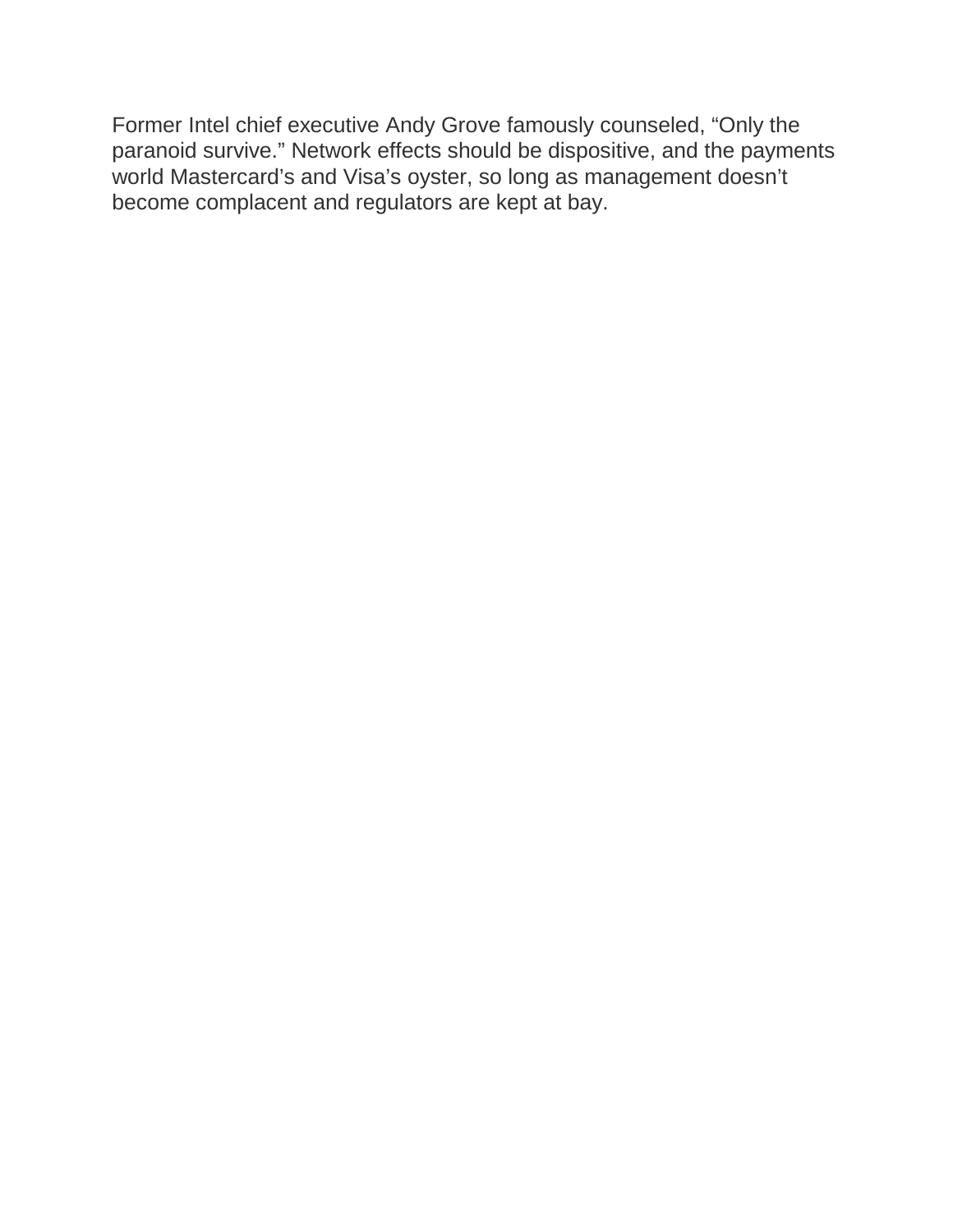Former Intel chief executive Andy Grove famously counseled, “Only the paranoid survive.” Network effects should be dispositive, and the payments world Mastercard’s and Visa’s oyster, so long as management doesn’t become complacent and regulators are kept at bay.